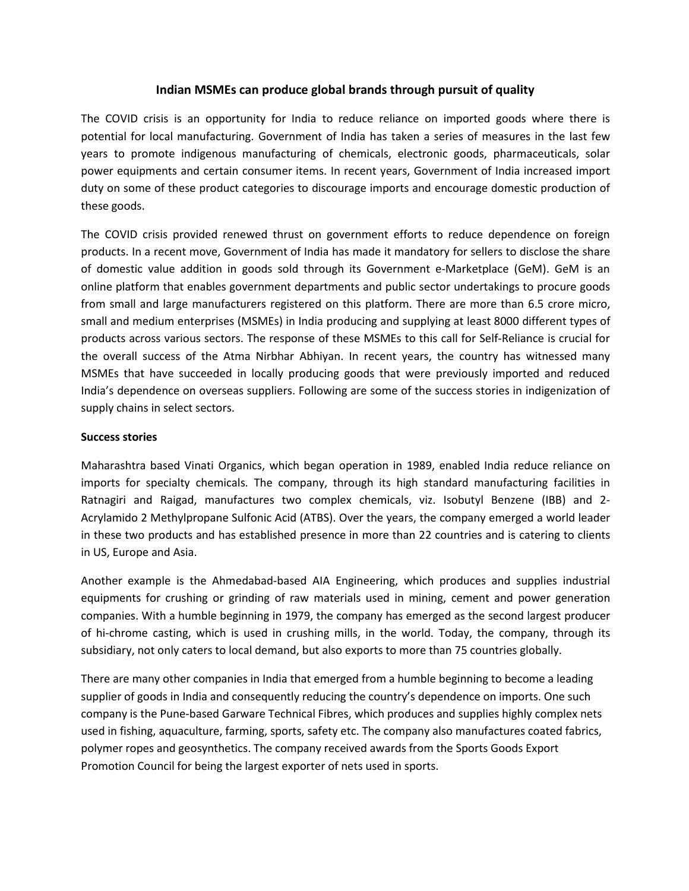# Indian MSMEs can produce global brands through pursuit of quality

The COVID crisis is an opportunity for India to reduce reliance on imported goods where there is potential for local manufacturing. Government of India has taken a series of measures in the last few years to promote indigenous manufacturing of chemicals, electronic goods, pharmaceuticals, solar power equipments and certain consumer items. In recent years, Government of India increased import duty on some of these product categories to discourage imports and encourage domestic production of these goods.

The COVID crisis provided renewed thrust on government efforts to reduce dependence on foreign products. In a recent move, Government of India has made it mandatory for sellers to disclose the share of domestic value addition in goods sold through its Government e-Marketplace (GeM). GeM is an online platform that enables government departments and public sector undertakings to procure goods from small and large manufacturers registered on this platform. There are more than 6.5 crore micro, small and medium enterprises (MSMEs) in India producing and supplying at least 8000 different types of products across various sectors. The response of these MSMEs to this call for Self-Reliance is crucial for the overall success of the Atma Nirbhar Abhiyan. In recent years, the country has witnessed many MSMEs that have succeeded in locally producing goods that were previously imported and reduced India's dependence on overseas suppliers. Following are some of the success stories in indigenization of supply chains in select sectors.

**Success stories**

Maharashtra based Vinati Organics, which began operation in 1989, enabled India reduce reliance on imports for specialty chemicals. The company, through its high standard manufacturing facilities in Ratnagiri and Raigad, manufactures two complex chemicals, viz. Isobutyl Benzene (IBB) and 2-Acrylamido 2 Methylpropane Sulfonic Acid (ATBS). Over the years, the company emerged a world leader in these two products and has established presence in more than 22 countries and is catering to clients in US, Europe and Asia.

Another example is the Ahmedabad-based AIA Engineering, which produces and supplies industrial equipments for crushing or grinding of raw materials used in mining, cement and power generation companies. With a humble beginning in 1979, the company has emerged as the second largest producer of hi-chrome casting, which is used in crushing mills, in the world. Today, the company, through its subsidiary, not only caters to local demand, but also exports to more than 75 countries globally.

There are many other companies in India that emerged from a humble beginning to become a leading supplier of goods in India and consequently reducing the country's dependence on imports. One such company is the Pune-based Garware Technical Fibres, which produces and supplies highly complex nets used in fishing, aquaculture, farming, sports, safety etc. The company also manufactures coated fabrics, polymer ropes and geosynthetics. The company received awards from the Sports Goods Export Promotion Council for being the largest exporter of nets used in sports.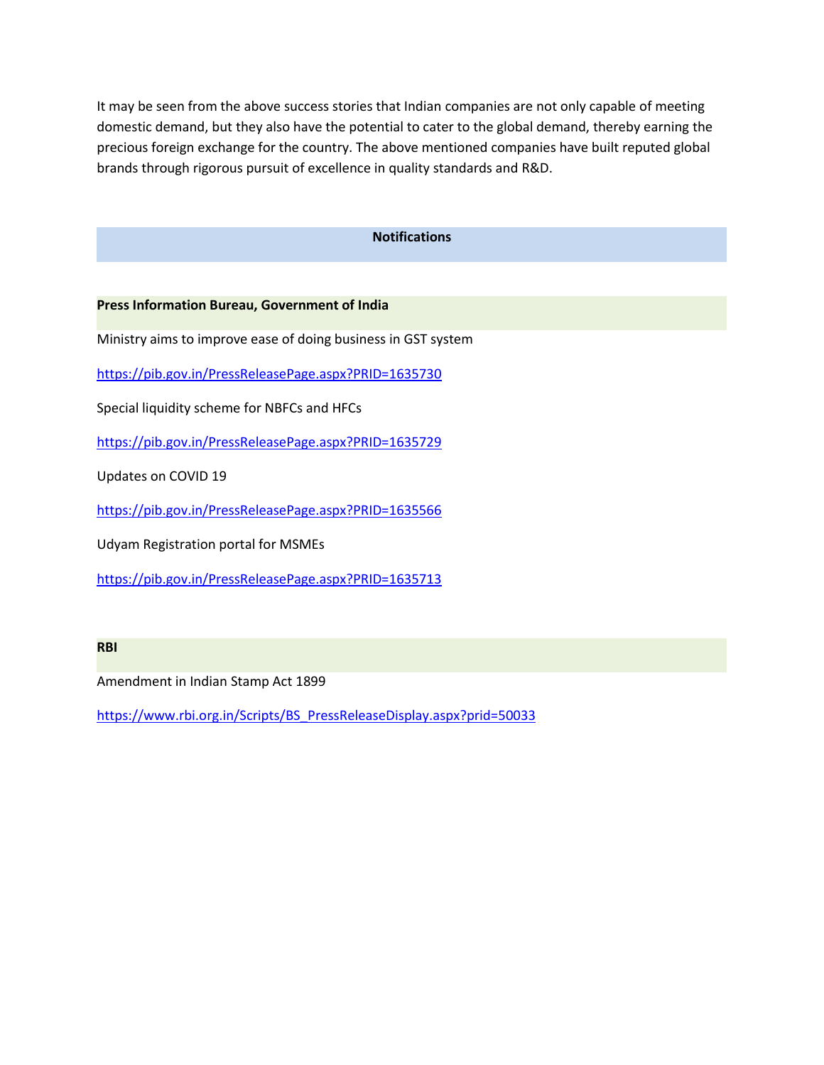It may be seen from the above success stories that Indian companies are not only capable of meeting domestic demand, but they also have the potential to cater to the global demand, thereby earning the precious foreign exchange for the country. The above mentioned companies have built reputed global brands through rigorous pursuit of excellence in quality standards and R&D.

## Notifications

### Press Information Bureau, Government of India

Ministry aims to improve ease of doing business in GST system

https://pib.gov.in/PressReleasePage.aspx?PRID=1635730

Special liquidity scheme for NBFCs and HFCs

https://pib.gov.in/PressReleasePage.aspx?PRID=1635729

Updates on COVID 19

https://pib.gov.in/PressReleasePage.aspx?PRID=1635566

Udyam Registration portal for MSMEs

https://pib.gov.in/PressReleasePage.aspx?PRID=1635713

### RBI

Amendment in Indian Stamp Act 1899

https://www.rbi.org.in/Scripts/BS_PressReleaseDisplay.aspx?prid=50033